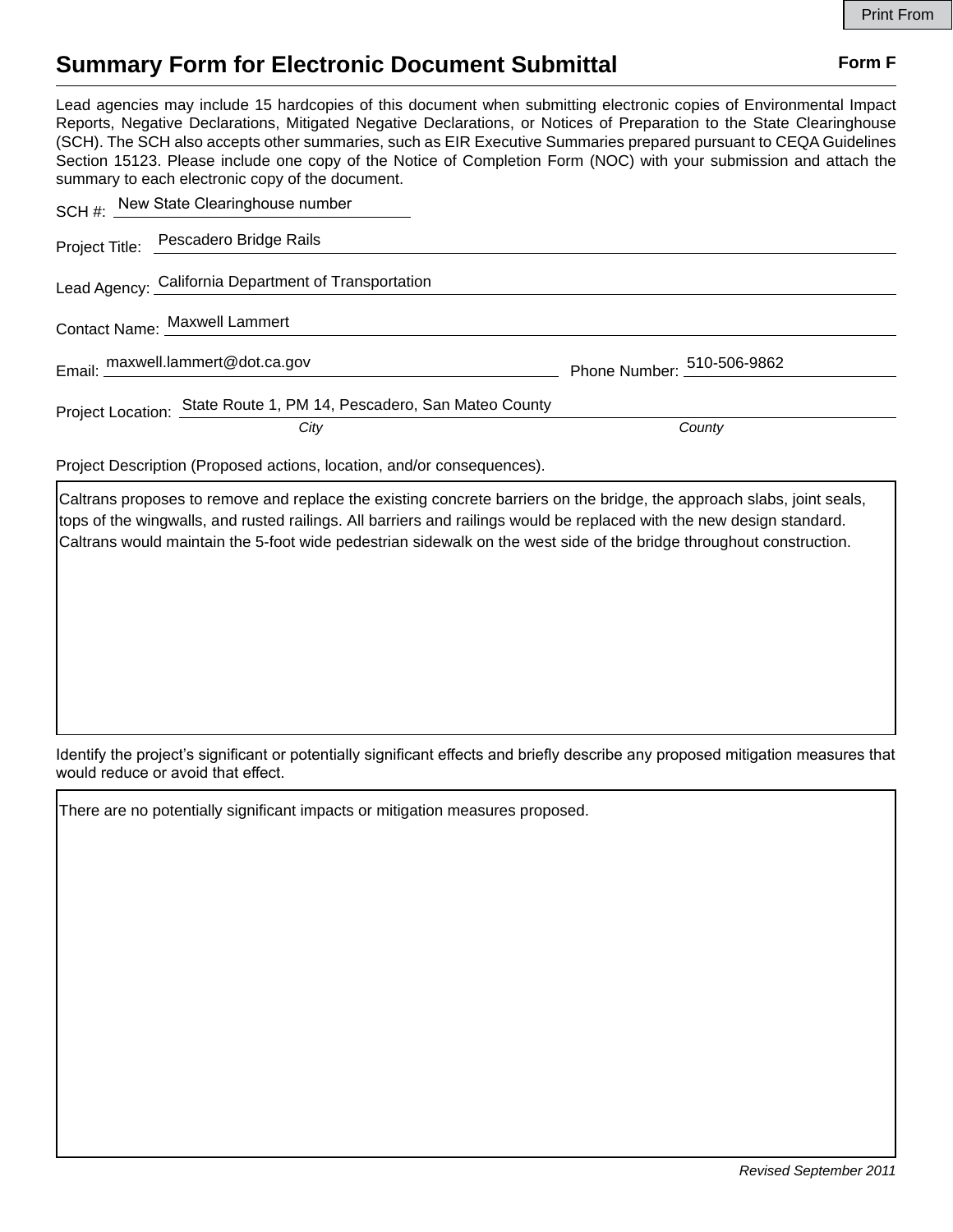Print From

# Summary Form for Electronic Document Submittal

**Form F**

Lead agencies may include 15 hardcopies of this document when submitting electronic copies of Environmental Impact Reports, Negative Declarations, Mitigated Negative Declarations, or Notices of Preparation to the State Clearinghouse (SCH). The SCH also accepts other summaries, such as EIR Executive Summaries prepared pursuant to CEQA Guidelines Section 15123. Please include one copy of the Notice of Completion Form (NOC) with your submission and attach the summary to each electronic copy of the document.

SCH #: New State Clearinghouse number

Project Title: Pescadero Bridge Rails

Lead Agency: California Department of Transportation

Contact Name: Maxwell Lammert

Email: maxwell.lammert@dot.ca.gov    Phone Number: 510-506-9862

Project Location: State Route 1, PM 14, Pescadero, San Mateo County
*City*    *County*

Project Description (Proposed actions, location, and/or consequences).

Caltrans proposes to remove and replace the existing concrete barriers on the bridge, the approach slabs, joint seals, tops of the wingwalls, and rusted railings. All barriers and railings would be replaced with the new design standard. Caltrans would maintain the 5-foot wide pedestrian sidewalk on the west side of the bridge throughout construction.

Identify the project's significant or potentially significant effects and briefly describe any proposed mitigation measures that would reduce or avoid that effect.

There are no potentially significant impacts or mitigation measures proposed.

*Revised September 2011*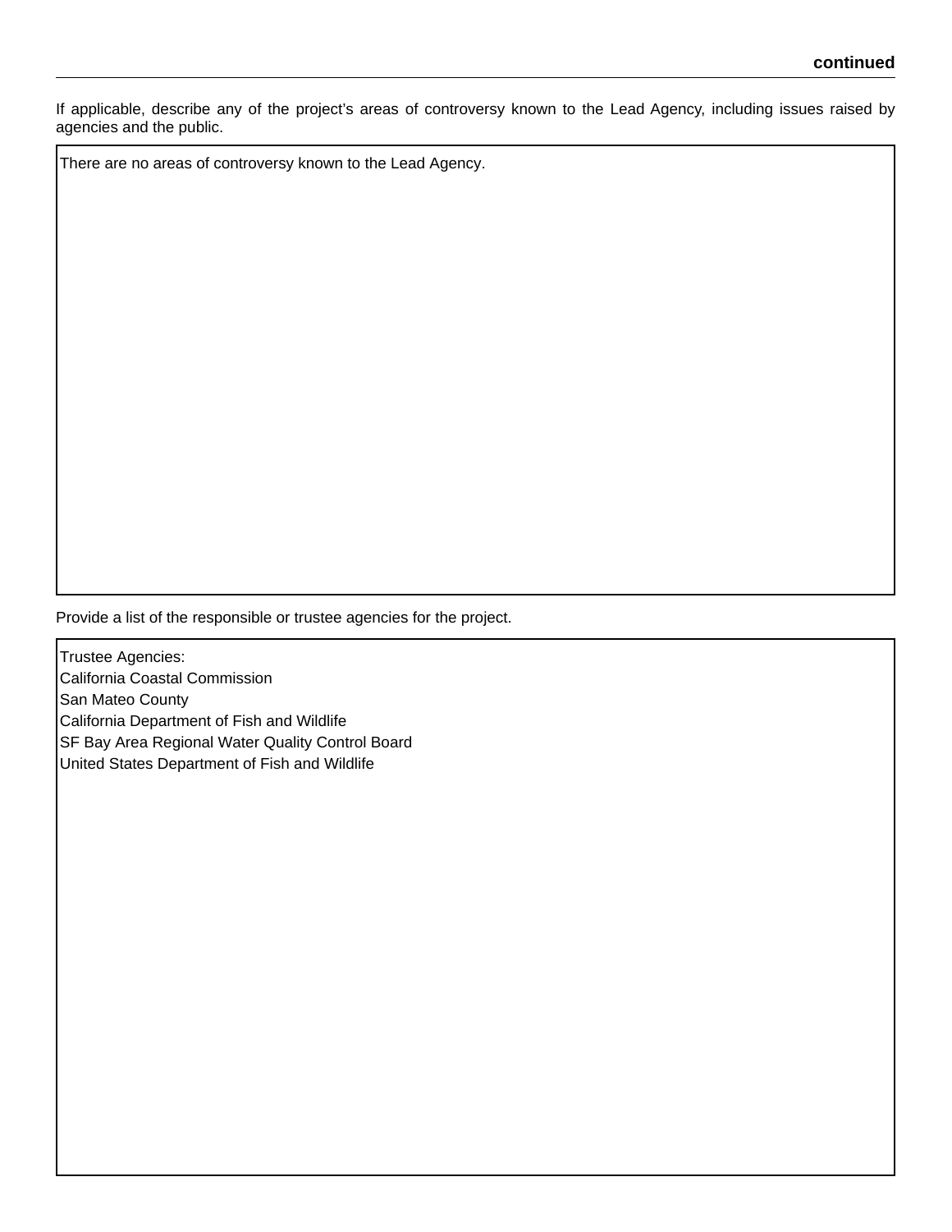**continued**

If applicable, describe any of the project's areas of controversy known to the Lead Agency, including issues raised by agencies and the public.

There are no areas of controversy known to the Lead Agency.

Provide a list of the responsible or trustee agencies for the project.

Trustee Agencies:
California Coastal Commission
San Mateo County
California Department of Fish and Wildlife
SF Bay Area Regional Water Quality Control Board
United States Department of Fish and Wildlife